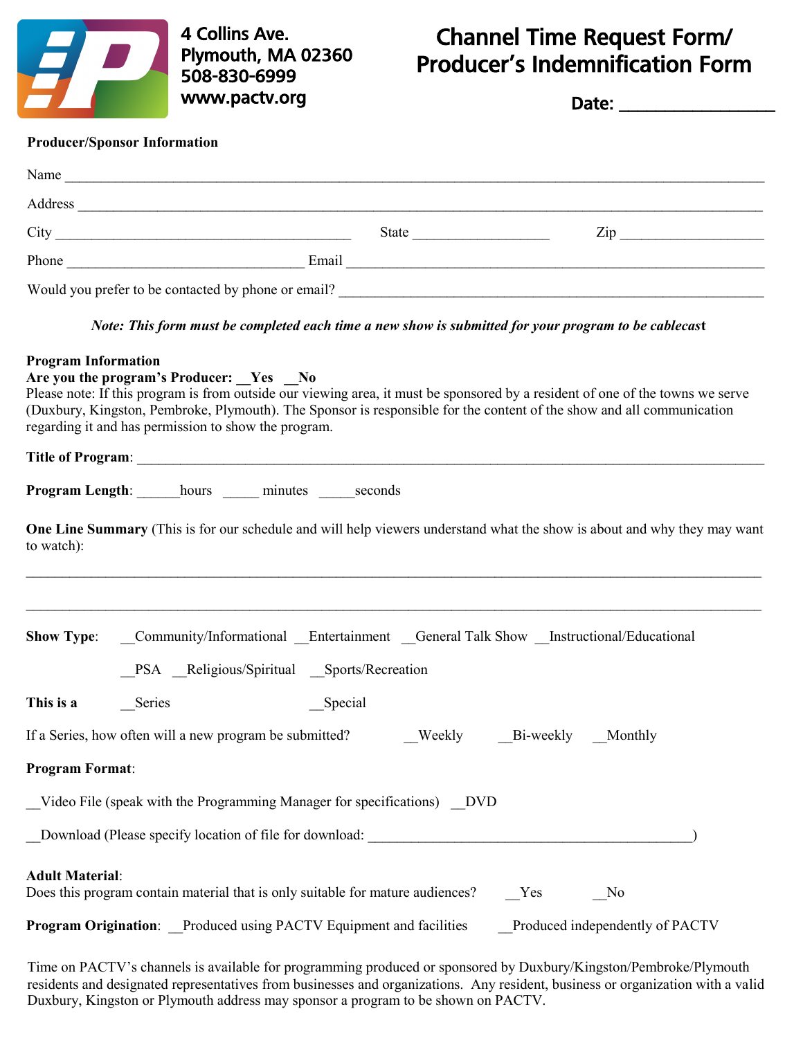4 Collins Ave.
Plymouth, MA 02360
508-830-6999
www.pactv.org

# Channel Time Request Form/ Producer's Indemnification Form

**Date:** ________________

**Producer/Sponsor Information**

Name ____________________________________________________________

Address ____________________________________________________________

City ______________________________ State ______________ Zip ______________

Phone ________________________ Email ________________________________________

Would you prefer to be contacted by phone or email? ________________________________

***Note: This form must be completed each time a new show is submitted for your program to be cablecast***

**Program Information**

**Are you the program's Producer: __Yes __No**

Please note: If this program is from outside our viewing area, it must be sponsored by a resident of one of the towns we serve (Duxbury, Kingston, Pembroke, Plymouth). The Sponsor is responsible for the content of the show and all communication regarding it and has permission to show the program.

**Title of Program**: ____________________________________________________________

**Program Length**: ______hours _____ minutes _____seconds

**One Line Summary** (This is for our schedule and will help viewers understand what the show is about and why they may want to watch):

____________________________________________________________

____________________________________________________________

**Show Type**: __Community/Informational __Entertainment __General Talk Show __Instructional/Educational

__PSA __Religious/Spiritual __Sports/Recreation

**This is a** __Series __Special

If a Series, how often will a new program be submitted? __Weekly __Bi-weekly __Monthly

**Program Format**:

__Video File (speak with the Programming Manager for specifications) __DVD

__Download (Please specify location of file for download: ________________________________)

**Adult Material**:

Does this program contain material that is only suitable for mature audiences? __Yes __No

**Program Origination**: __Produced using PACTV Equipment and facilities __Produced independently of PACTV

Time on PACTV's channels is available for programming produced or sponsored by Duxbury/Kingston/Pembroke/Plymouth residents and designated representatives from businesses and organizations. Any resident, business or organization with a valid Duxbury, Kingston or Plymouth address may sponsor a program to be shown on PACTV.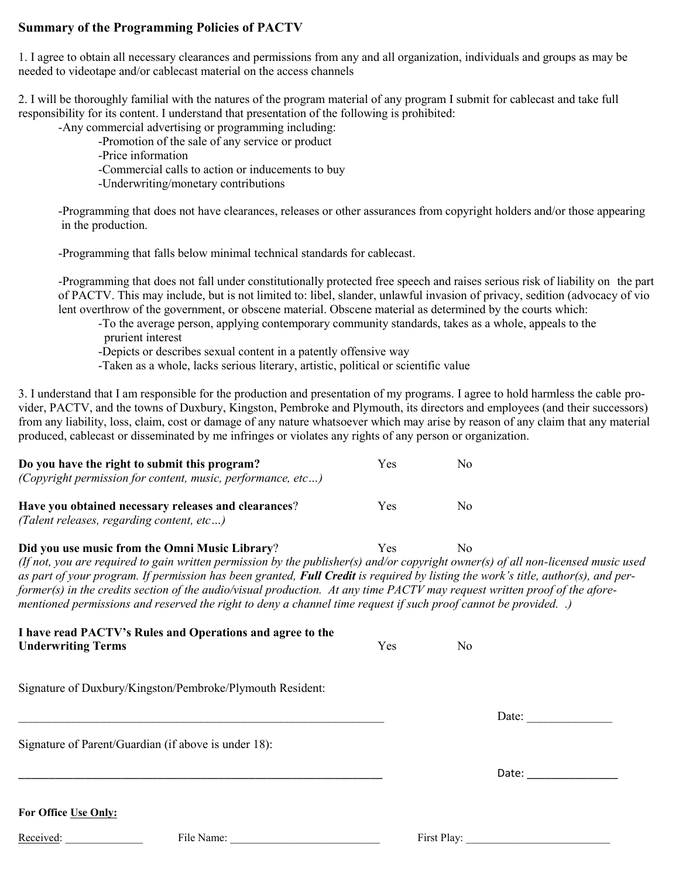**Summary of the Programming Policies of PACTV**

1. I agree to obtain all necessary clearances and permissions from any and all organization, individuals and groups as may be needed to videotape and/or cablecast material on the access channels

2. I will be thoroughly familial with the natures of the program material of any program I submit for cablecast and take full responsibility for its content. I understand that presentation of the following is prohibited:

- Any commercial advertising or programming including:
  - Promotion of the sale of any service or product
  - Price information
  - Commercial calls to action or inducements to buy
  - Underwriting/monetary contributions
- Programming that does not have clearances, releases or other assurances from copyright holders and/or those appearing in the production.
- Programming that falls below minimal technical standards for cablecast.
- Programming that does not fall under constitutionally protected free speech and raises serious risk of liability on the part of PACTV. This may include, but is not limited to: libel, slander, unlawful invasion of privacy, sedition (advocacy of violent overthrow of the government, or obscene material. Obscene material as determined by the courts which:
  - To the average person, applying contemporary community standards, takes as a whole, appeals to the prurient interest
  - Depicts or describes sexual content in a patently offensive way
  - Taken as a whole, lacks serious literary, artistic, political or scientific value

3. I understand that I am responsible for the production and presentation of my programs. I agree to hold harmless the cable provider, PACTV, and the towns of Duxbury, Kingston, Pembroke and Plymouth, its directors and employees (and their successors) from any liability, loss, claim, cost or damage of any nature whatsoever which may arise by reason of any claim that any material produced, cablecast or disseminated by me infringes or violates any rights of any person or organization.

**Do you have the right to submit this program?** Yes No
*(Copyright permission for content, music, performance, etc…)*

**Have you obtained necessary releases and clearances**? Yes No
*(Talent releases, regarding content, etc…)*

**Did you use music from the Omni Music Library**? Yes No
*(If not, you are required to gain written permission by the publisher(s) and/or copyright owner(s) of all non-licensed music used as part of your program. If permission has been granted, **Full Credit** is required by listing the work's title, author(s), and performer(s) in the credits section of the audio/visual production. At any time PACTV may request written proof of the aforementioned permissions and reserved the right to deny a channel time request if such proof cannot be provided. .)*

**I have read PACTV's Rules and Operations and agree to the Underwriting Terms** Yes No

Signature of Duxbury/Kingston/Pembroke/Plymouth Resident:

_______________________________________________ Date: ______________

Signature of Parent/Guardian (if above is under 18):

_______________________________________________ Date: ______________

**For Office Use Only:**

Received: ______________ File Name: ___________________________ First Play: __________________________